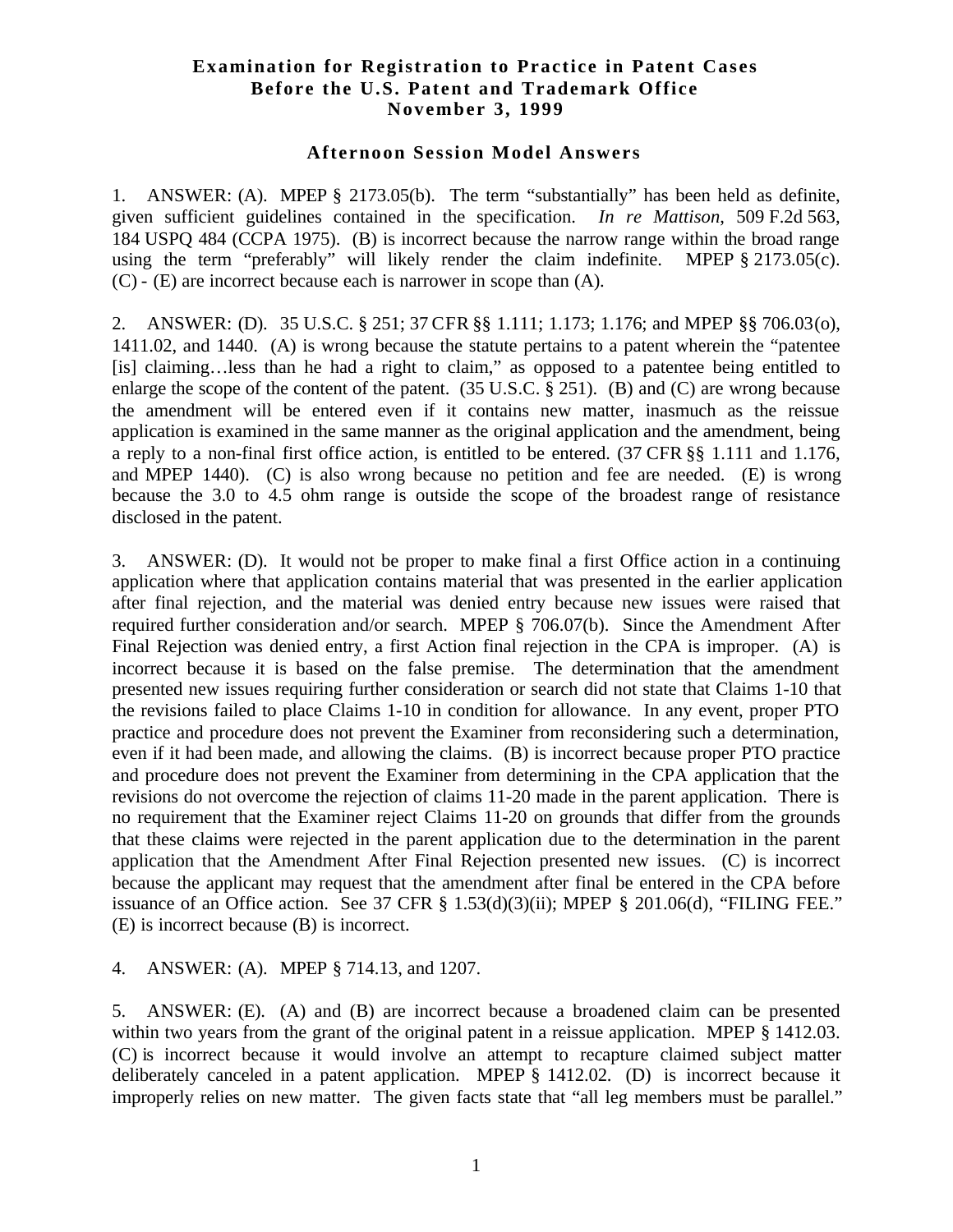# Examination for Registration to Practice in Patent Cases Before the U.S. Patent and Trademark Office November 3, 1999

## Afternoon Session Model Answers

1. ANSWER: (A). MPEP § 2173.05(b). The term "substantially" has been held as definite, given sufficient guidelines contained in the specification. *In re Mattison*, 509 F.2d 563, 184 USPQ 484 (CCPA 1975). (B) is incorrect because the narrow range within the broad range using the term "preferably" will likely render the claim indefinite. MPEP § 2173.05(c). (C) - (E) are incorrect because each is narrower in scope than (A).

2. ANSWER: (D). 35 U.S.C. § 251; 37 CFR §§ 1.111; 1.173; 1.176; and MPEP §§ 706.03(o), 1411.02, and 1440. (A) is wrong because the statute pertains to a patent wherein the "patentee [is] claiming…less than he had a right to claim," as opposed to a patentee being entitled to enlarge the scope of the content of the patent. (35 U.S.C. § 251). (B) and (C) are wrong because the amendment will be entered even if it contains new matter, inasmuch as the reissue application is examined in the same manner as the original application and the amendment, being a reply to a non-final first office action, is entitled to be entered. (37 CFR §§ 1.111 and 1.176, and MPEP 1440). (C) is also wrong because no petition and fee are needed. (E) is wrong because the 3.0 to 4.5 ohm range is outside the scope of the broadest range of resistance disclosed in the patent.

3. ANSWER: (D). It would not be proper to make final a first Office action in a continuing application where that application contains material that was presented in the earlier application after final rejection, and the material was denied entry because new issues were raised that required further consideration and/or search. MPEP § 706.07(b). Since the Amendment After Final Rejection was denied entry, a first Action final rejection in the CPA is improper. (A) is incorrect because it is based on the false premise. The determination that the amendment presented new issues requiring further consideration or search did not state that Claims 1-10 that the revisions failed to place Claims 1-10 in condition for allowance. In any event, proper PTO practice and procedure does not prevent the Examiner from reconsidering such a determination, even if it had been made, and allowing the claims. (B) is incorrect because proper PTO practice and procedure does not prevent the Examiner from determining in the CPA application that the revisions do not overcome the rejection of claims 11-20 made in the parent application. There is no requirement that the Examiner reject Claims 11-20 on grounds that differ from the grounds that these claims were rejected in the parent application due to the determination in the parent application that the Amendment After Final Rejection presented new issues. (C) is incorrect because the applicant may request that the amendment after final be entered in the CPA before issuance of an Office action. See 37 CFR § 1.53(d)(3)(ii); MPEP § 201.06(d), "FILING FEE." (E) is incorrect because (B) is incorrect.

4. ANSWER: (A). MPEP § 714.13, and 1207.

5. ANSWER: (E). (A) and (B) are incorrect because a broadened claim can be presented within two years from the grant of the original patent in a reissue application. MPEP § 1412.03. (C) is incorrect because it would involve an attempt to recapture claimed subject matter deliberately canceled in a patent application. MPEP § 1412.02. (D) is incorrect because it improperly relies on new matter. The given facts state that "all leg members must be parallel."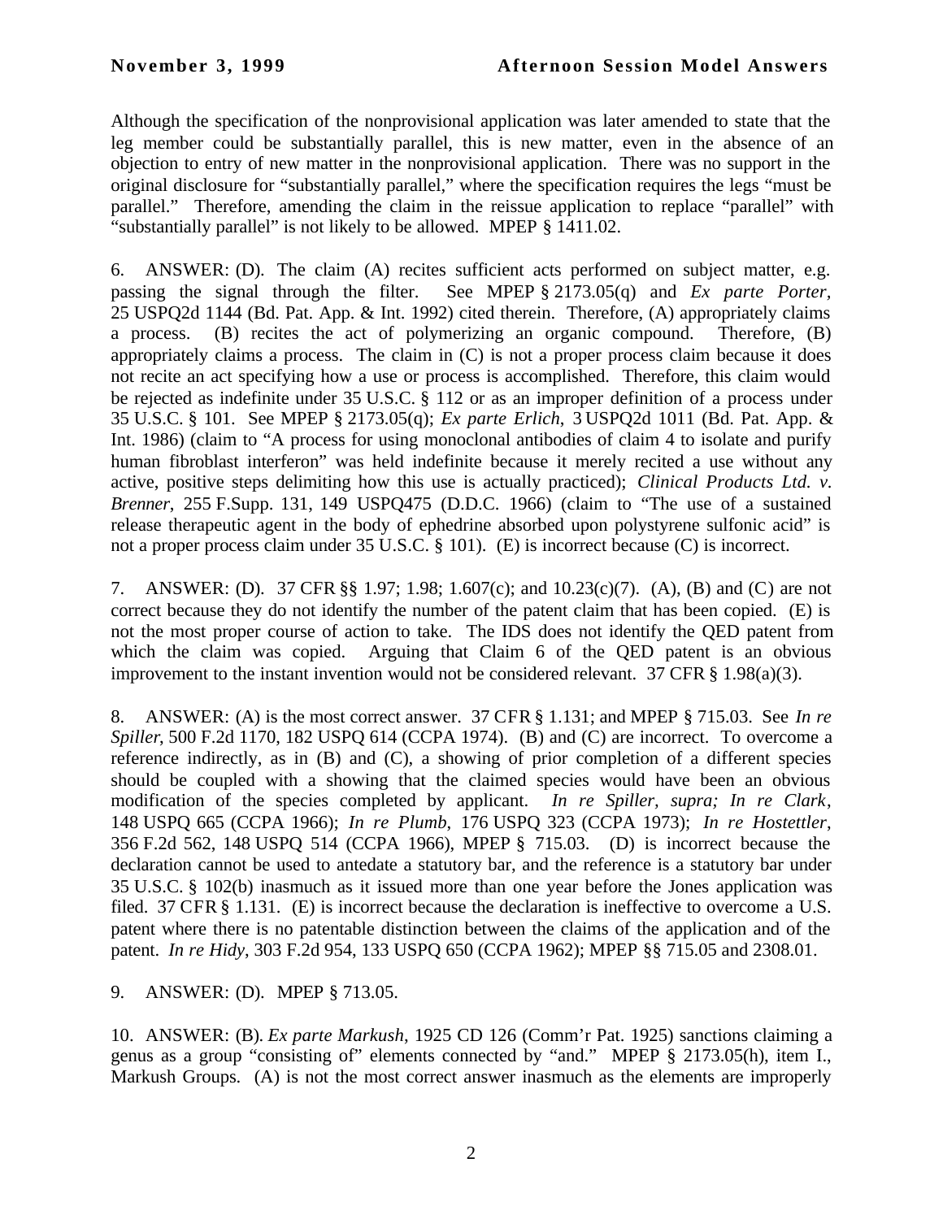Although the specification of the nonprovisional application was later amended to state that the leg member could be substantially parallel, this is new matter, even in the absence of an objection to entry of new matter in the nonprovisional application. There was no support in the original disclosure for "substantially parallel," where the specification requires the legs "must be parallel." Therefore, amending the claim in the reissue application to replace "parallel" with "substantially parallel" is not likely to be allowed. MPEP § 1411.02.

6. ANSWER: (D). The claim (A) recites sufficient acts performed on subject matter, e.g. passing the signal through the filter. See MPEP § 2173.05(q) and *Ex parte Porter*, 25 USPQ2d 1144 (Bd. Pat. App. & Int. 1992) cited therein. Therefore, (A) appropriately claims a process. (B) recites the act of polymerizing an organic compound. Therefore, (B) appropriately claims a process. The claim in (C) is not a proper process claim because it does not recite an act specifying how a use or process is accomplished. Therefore, this claim would be rejected as indefinite under 35 U.S.C. § 112 or as an improper definition of a process under 35 U.S.C. § 101. See MPEP § 2173.05(q); *Ex parte Erlich*, 3 USPQ2d 1011 (Bd. Pat. App. & Int. 1986) (claim to "A process for using monoclonal antibodies of claim 4 to isolate and purify human fibroblast interferon" was held indefinite because it merely recited a use without any active, positive steps delimiting how this use is actually practiced); *Clinical Products Ltd. v. Brenner*, 255 F.Supp. 131, 149 USPQ475 (D.D.C. 1966) (claim to "The use of a sustained release therapeutic agent in the body of ephedrine absorbed upon polystyrene sulfonic acid" is not a proper process claim under 35 U.S.C. § 101). (E) is incorrect because (C) is incorrect.

7. ANSWER: (D). 37 CFR §§ 1.97; 1.98; 1.607(c); and 10.23(c)(7). (A), (B) and (C) are not correct because they do not identify the number of the patent claim that has been copied. (E) is not the most proper course of action to take. The IDS does not identify the QED patent from which the claim was copied. Arguing that Claim 6 of the QED patent is an obvious improvement to the instant invention would not be considered relevant. 37 CFR § 1.98(a)(3).

8. ANSWER: (A) is the most correct answer. 37 CFR § 1.131; and MPEP § 715.03. See *In re Spiller*, 500 F.2d 1170, 182 USPQ 614 (CCPA 1974). (B) and (C) are incorrect. To overcome a reference indirectly, as in (B) and (C), a showing of prior completion of a different species should be coupled with a showing that the claimed species would have been an obvious modification of the species completed by applicant. *In re Spiller, supra; In re Clark*, 148 USPQ 665 (CCPA 1966); *In re Plumb*, 176 USPQ 323 (CCPA 1973); *In re Hostettler*, 356 F.2d 562, 148 USPQ 514 (CCPA 1966), MPEP § 715.03. (D) is incorrect because the declaration cannot be used to antedate a statutory bar, and the reference is a statutory bar under 35 U.S.C. § 102(b) inasmuch as it issued more than one year before the Jones application was filed. 37 CFR § 1.131. (E) is incorrect because the declaration is ineffective to overcome a U.S. patent where there is no patentable distinction between the claims of the application and of the patent. *In re Hidy*, 303 F.2d 954, 133 USPQ 650 (CCPA 1962); MPEP §§ 715.05 and 2308.01.

9. ANSWER: (D). MPEP § 713.05.

10. ANSWER: (B). *Ex parte Markush*, 1925 CD 126 (Comm'r Pat. 1925) sanctions claiming a genus as a group "consisting of" elements connected by "and." MPEP § 2173.05(h), item I., Markush Groups. (A) is not the most correct answer inasmuch as the elements are improperly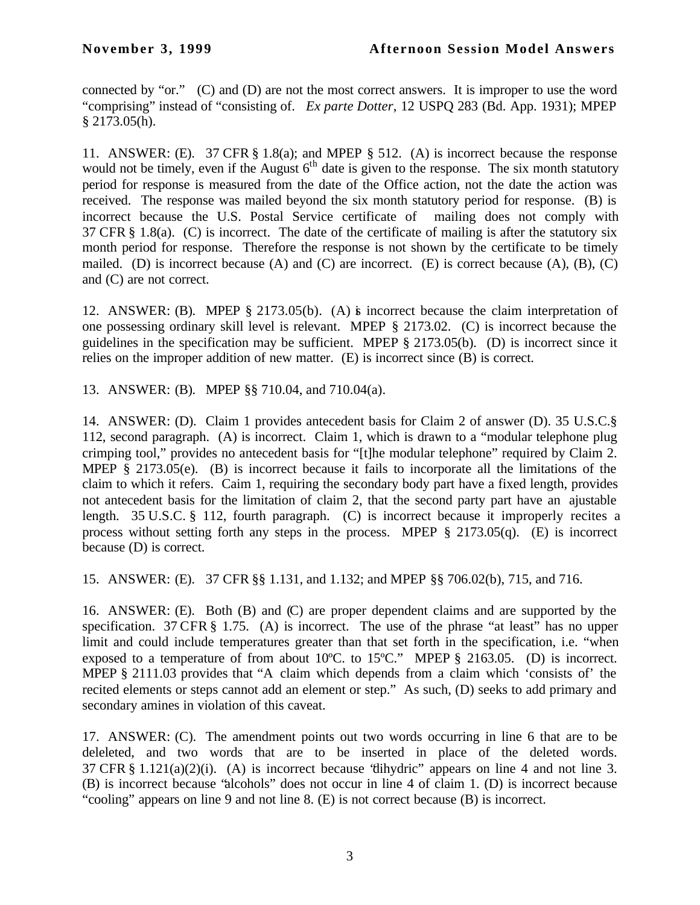connected by "or." (C) and (D) are not the most correct answers. It is improper to use the word "comprising" instead of "consisting of. *Ex parte Dotter*, 12 USPQ 283 (Bd. App. 1931); MPEP § 2173.05(h).

11. ANSWER: (E). 37 CFR § 1.8(a); and MPEP § 512. (A) is incorrect because the response would not be timely, even if the August 6th date is given to the response. The six month statutory period for response is measured from the date of the Office action, not the date the action was received. The response was mailed beyond the six month statutory period for response. (B) is incorrect because the U.S. Postal Service certificate of mailing does not comply with 37 CFR § 1.8(a). (C) is incorrect. The date of the certificate of mailing is after the statutory six month period for response. Therefore the response is not shown by the certificate to be timely mailed. (D) is incorrect because (A) and (C) are incorrect. (E) is correct because (A), (B), (C) and (C) are not correct.

12. ANSWER: (B). MPEP § 2173.05(b). (A) is incorrect because the claim interpretation of one possessing ordinary skill level is relevant. MPEP § 2173.02. (C) is incorrect because the guidelines in the specification may be sufficient. MPEP § 2173.05(b). (D) is incorrect since it relies on the improper addition of new matter. (E) is incorrect since (B) is correct.

13. ANSWER: (B). MPEP §§ 710.04, and 710.04(a).

14. ANSWER: (D). Claim 1 provides antecedent basis for Claim 2 of answer (D). 35 U.S.C.§ 112, second paragraph. (A) is incorrect. Claim 1, which is drawn to a "modular telephone plug crimping tool," provides no antecedent basis for "[t]he modular telephone" required by Claim 2. MPEP § 2173.05(e). (B) is incorrect because it fails to incorporate all the limitations of the claim to which it refers. Caim 1, requiring the secondary body part have a fixed length, provides not antecedent basis for the limitation of claim 2, that the second party part have an ajustable length. 35 U.S.C. § 112, fourth paragraph. (C) is incorrect because it improperly recites a process without setting forth any steps in the process. MPEP § 2173.05(q). (E) is incorrect because (D) is correct.

15. ANSWER: (E). 37 CFR §§ 1.131, and 1.132; and MPEP §§ 706.02(b), 715, and 716.

16. ANSWER: (E). Both (B) and (C) are proper dependent claims and are supported by the specification. 37 CFR § 1.75. (A) is incorrect. The use of the phrase "at least" has no upper limit and could include temperatures greater than that set forth in the specification, i.e. "when exposed to a temperature of from about 10ºC. to 15ºC." MPEP § 2163.05. (D) is incorrect. MPEP § 2111.03 provides that "A claim which depends from a claim which 'consists of' the recited elements or steps cannot add an element or step." As such, (D) seeks to add primary and secondary amines in violation of this caveat.

17. ANSWER: (C). The amendment points out two words occurring in line 6 that are to be deleleted, and two words that are to be inserted in place of the deleted words. 37 CFR § 1.121(a)(2)(i). (A) is incorrect because "dihydric" appears on line 4 and not line 3. (B) is incorrect because "alcohols" does not occur in line 4 of claim 1. (D) is incorrect because "cooling" appears on line 9 and not line 8. (E) is not correct because (B) is incorrect.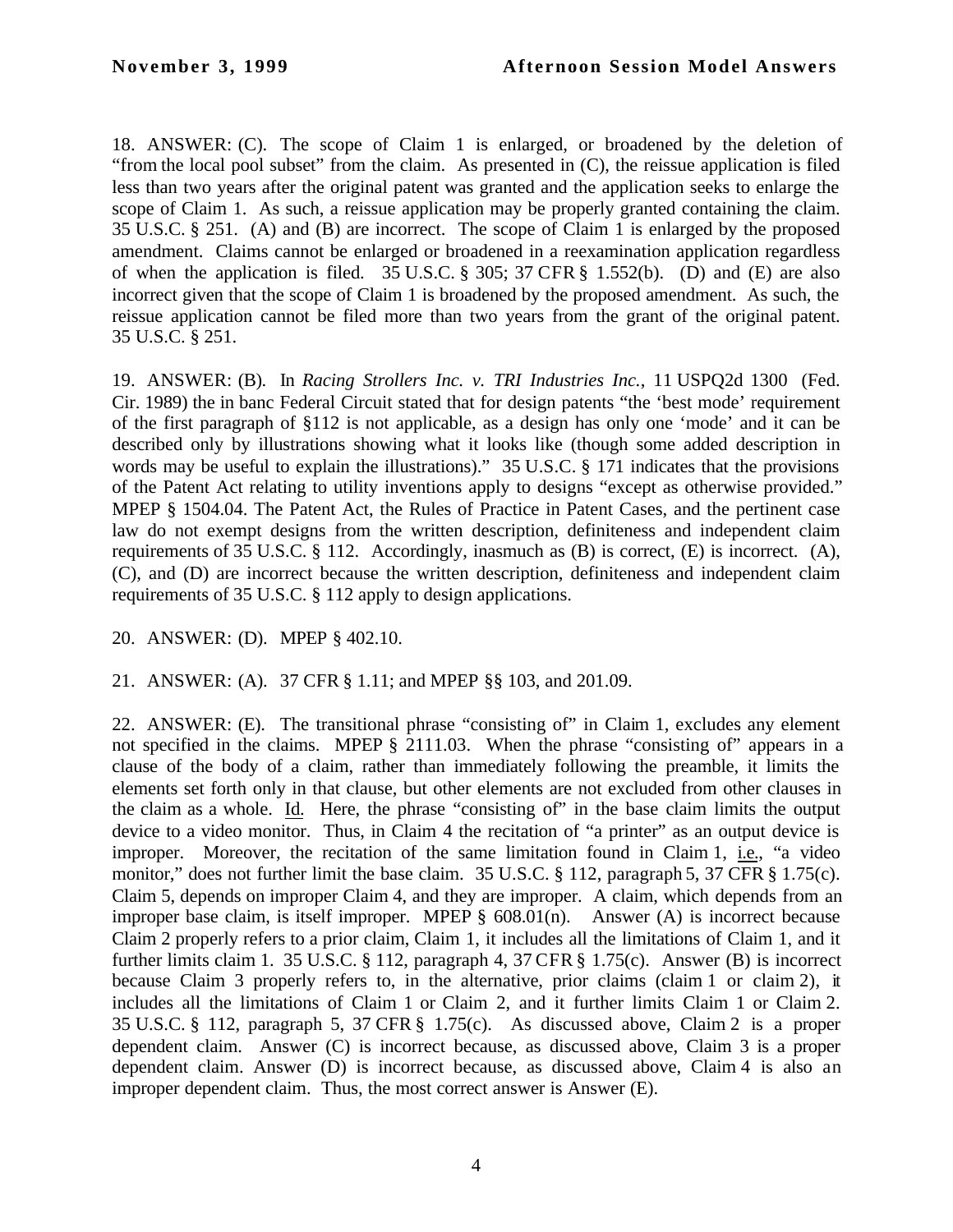18. ANSWER: (C). The scope of Claim 1 is enlarged, or broadened by the deletion of "from the local pool subset" from the claim. As presented in (C), the reissue application is filed less than two years after the original patent was granted and the application seeks to enlarge the scope of Claim 1. As such, a reissue application may be properly granted containing the claim. 35 U.S.C. § 251. (A) and (B) are incorrect. The scope of Claim 1 is enlarged by the proposed amendment. Claims cannot be enlarged or broadened in a reexamination application regardless of when the application is filed. 35 U.S.C. § 305; 37 CFR § 1.552(b). (D) and (E) are also incorrect given that the scope of Claim 1 is broadened by the proposed amendment. As such, the reissue application cannot be filed more than two years from the grant of the original patent. 35 U.S.C. § 251.

19. ANSWER: (B). In *Racing Strollers Inc. v. TRI Industries Inc.*, 11 USPQ2d 1300 (Fed. Cir. 1989) the in banc Federal Circuit stated that for design patents "the 'best mode' requirement of the first paragraph of §112 is not applicable, as a design has only one 'mode' and it can be described only by illustrations showing what it looks like (though some added description in words may be useful to explain the illustrations)." 35 U.S.C. § 171 indicates that the provisions of the Patent Act relating to utility inventions apply to designs "except as otherwise provided." MPEP § 1504.04. The Patent Act, the Rules of Practice in Patent Cases, and the pertinent case law do not exempt designs from the written description, definiteness and independent claim requirements of 35 U.S.C. § 112. Accordingly, inasmuch as (B) is correct, (E) is incorrect. (A), (C), and (D) are incorrect because the written description, definiteness and independent claim requirements of 35 U.S.C. § 112 apply to design applications.

20. ANSWER: (D). MPEP § 402.10.

21. ANSWER: (A). 37 CFR § 1.11; and MPEP §§ 103, and 201.09.

22. ANSWER: (E). The transitional phrase "consisting of" in Claim 1, excludes any element not specified in the claims. MPEP § 2111.03. When the phrase "consisting of" appears in a clause of the body of a claim, rather than immediately following the preamble, it limits the elements set forth only in that clause, but other elements are not excluded from other clauses in the claim as a whole. Id. Here, the phrase "consisting of" in the base claim limits the output device to a video monitor. Thus, in Claim 4 the recitation of "a printer" as an output device is improper. Moreover, the recitation of the same limitation found in Claim 1, i.e., "a video monitor," does not further limit the base claim. 35 U.S.C. § 112, paragraph 5, 37 CFR § 1.75(c). Claim 5, depends on improper Claim 4, and they are improper. A claim, which depends from an improper base claim, is itself improper. MPEP § 608.01(n). Answer (A) is incorrect because Claim 2 properly refers to a prior claim, Claim 1, it includes all the limitations of Claim 1, and it further limits claim 1. 35 U.S.C. § 112, paragraph 4, 37 CFR § 1.75(c). Answer (B) is incorrect because Claim 3 properly refers to, in the alternative, prior claims (claim 1 or claim 2), it includes all the limitations of Claim 1 or Claim 2, and it further limits Claim 1 or Claim 2. 35 U.S.C. § 112, paragraph 5, 37 CFR § 1.75(c). As discussed above, Claim 2 is a proper dependent claim. Answer (C) is incorrect because, as discussed above, Claim 3 is a proper dependent claim. Answer (D) is incorrect because, as discussed above, Claim 4 is also an improper dependent claim. Thus, the most correct answer is Answer (E).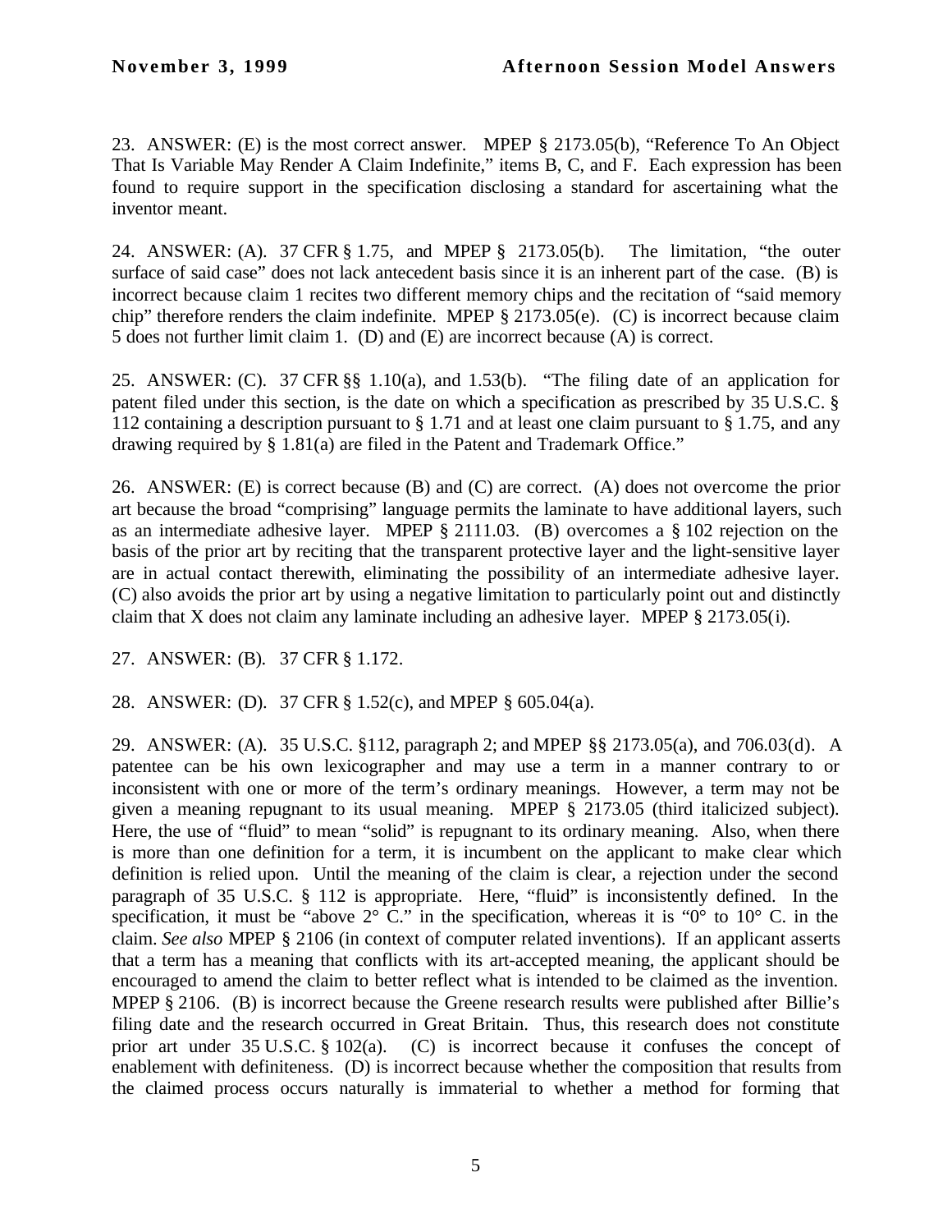23. ANSWER: (E) is the most correct answer. MPEP § 2173.05(b), "Reference To An Object That Is Variable May Render A Claim Indefinite," items B, C, and F. Each expression has been found to require support in the specification disclosing a standard for ascertaining what the inventor meant.

24. ANSWER: (A). 37 CFR § 1.75, and MPEP § 2173.05(b). The limitation, "the outer surface of said case" does not lack antecedent basis since it is an inherent part of the case. (B) is incorrect because claim 1 recites two different memory chips and the recitation of "said memory chip" therefore renders the claim indefinite. MPEP § 2173.05(e). (C) is incorrect because claim 5 does not further limit claim 1. (D) and (E) are incorrect because (A) is correct.

25. ANSWER: (C). 37 CFR §§ 1.10(a), and 1.53(b). "The filing date of an application for patent filed under this section, is the date on which a specification as prescribed by 35 U.S.C. § 112 containing a description pursuant to § 1.71 and at least one claim pursuant to § 1.75, and any drawing required by § 1.81(a) are filed in the Patent and Trademark Office."

26. ANSWER: (E) is correct because (B) and (C) are correct. (A) does not overcome the prior art because the broad "comprising" language permits the laminate to have additional layers, such as an intermediate adhesive layer. MPEP § 2111.03. (B) overcomes a § 102 rejection on the basis of the prior art by reciting that the transparent protective layer and the light-sensitive layer are in actual contact therewith, eliminating the possibility of an intermediate adhesive layer. (C) also avoids the prior art by using a negative limitation to particularly point out and distinctly claim that X does not claim any laminate including an adhesive layer. MPEP § 2173.05(i).

27. ANSWER: (B). 37 CFR § 1.172.

28. ANSWER: (D). 37 CFR § 1.52(c), and MPEP § 605.04(a).

29. ANSWER: (A). 35 U.S.C. §112, paragraph 2; and MPEP §§ 2173.05(a), and 706.03(d). A patentee can be his own lexicographer and may use a term in a manner contrary to or inconsistent with one or more of the term's ordinary meanings. However, a term may not be given a meaning repugnant to its usual meaning. MPEP § 2173.05 (third italicized subject). Here, the use of "fluid" to mean "solid" is repugnant to its ordinary meaning. Also, when there is more than one definition for a term, it is incumbent on the applicant to make clear which definition is relied upon. Until the meaning of the claim is clear, a rejection under the second paragraph of 35 U.S.C. § 112 is appropriate. Here, "fluid" is inconsistently defined. In the specification, it must be "above 2° C." in the specification, whereas it is "0° to 10° C. in the claim. *See also* MPEP § 2106 (in context of computer related inventions). If an applicant asserts that a term has a meaning that conflicts with its art-accepted meaning, the applicant should be encouraged to amend the claim to better reflect what is intended to be claimed as the invention. MPEP § 2106. (B) is incorrect because the Greene research results were published after Billie's filing date and the research occurred in Great Britain. Thus, this research does not constitute prior art under 35 U.S.C. § 102(a). (C) is incorrect because it confuses the concept of enablement with definiteness. (D) is incorrect because whether the composition that results from the claimed process occurs naturally is immaterial to whether a method for forming that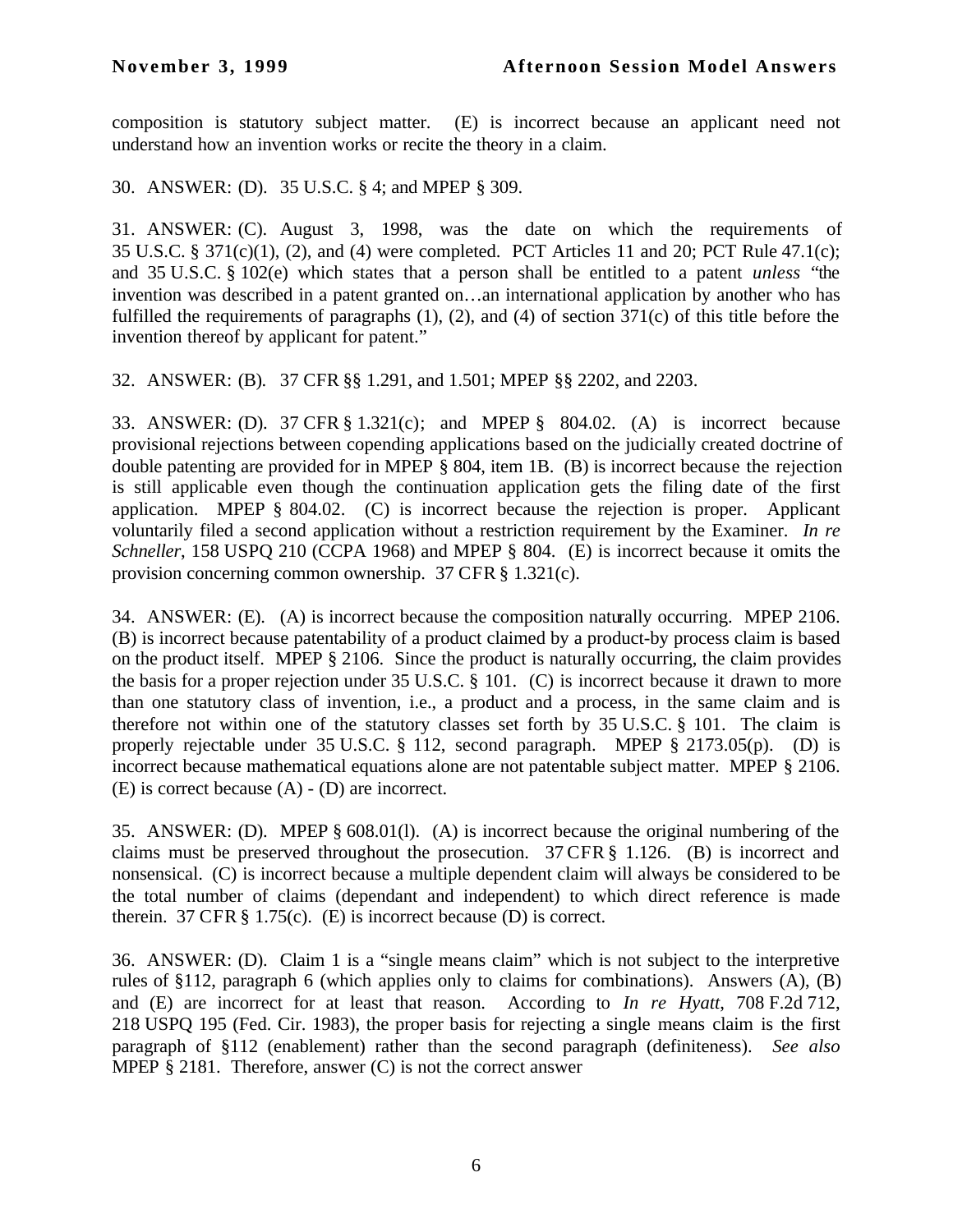composition is statutory subject matter. (E) is incorrect because an applicant need not understand how an invention works or recite the theory in a claim.

30. ANSWER: (D). 35 U.S.C. § 4; and MPEP § 309.

31. ANSWER: (C). August 3, 1998, was the date on which the requirements of 35 U.S.C. § 371(c)(1), (2), and (4) were completed. PCT Articles 11 and 20; PCT Rule 47.1(c); and 35 U.S.C. § 102(e) which states that a person shall be entitled to a patent *unless* "the invention was described in a patent granted on…an international application by another who has fulfilled the requirements of paragraphs (1), (2), and (4) of section 371(c) of this title before the invention thereof by applicant for patent."

32. ANSWER: (B). 37 CFR §§ 1.291, and 1.501; MPEP §§ 2202, and 2203.

33. ANSWER: (D). 37 CFR § 1.321(c); and MPEP § 804.02. (A) is incorrect because provisional rejections between copending applications based on the judicially created doctrine of double patenting are provided for in MPEP § 804, item 1B. (B) is incorrect because the rejection is still applicable even though the continuation application gets the filing date of the first application. MPEP § 804.02. (C) is incorrect because the rejection is proper. Applicant voluntarily filed a second application without a restriction requirement by the Examiner. *In re Schneller*, 158 USPQ 210 (CCPA 1968) and MPEP § 804. (E) is incorrect because it omits the provision concerning common ownership. 37 CFR § 1.321(c).

34. ANSWER: (E). (A) is incorrect because the composition naturally occurring. MPEP 2106. (B) is incorrect because patentability of a product claimed by a product-by process claim is based on the product itself. MPEP § 2106. Since the product is naturally occurring, the claim provides the basis for a proper rejection under 35 U.S.C. § 101. (C) is incorrect because it drawn to more than one statutory class of invention, i.e., a product and a process, in the same claim and is therefore not within one of the statutory classes set forth by 35 U.S.C. § 101. The claim is properly rejectable under 35 U.S.C. § 112, second paragraph. MPEP § 2173.05(p). (D) is incorrect because mathematical equations alone are not patentable subject matter. MPEP § 2106. (E) is correct because (A) - (D) are incorrect.

35. ANSWER: (D). MPEP § 608.01(l). (A) is incorrect because the original numbering of the claims must be preserved throughout the prosecution. 37 CFR § 1.126. (B) is incorrect and nonsensical. (C) is incorrect because a multiple dependent claim will always be considered to be the total number of claims (dependant and independent) to which direct reference is made therein. 37 CFR § 1.75(c). (E) is incorrect because (D) is correct.

36. ANSWER: (D). Claim 1 is a "single means claim" which is not subject to the interpretive rules of §112, paragraph 6 (which applies only to claims for combinations). Answers (A), (B) and (E) are incorrect for at least that reason. According to *In re Hyatt*, 708 F.2d 712, 218 USPQ 195 (Fed. Cir. 1983), the proper basis for rejecting a single means claim is the first paragraph of §112 (enablement) rather than the second paragraph (definiteness). *See also* MPEP § 2181. Therefore, answer (C) is not the correct answer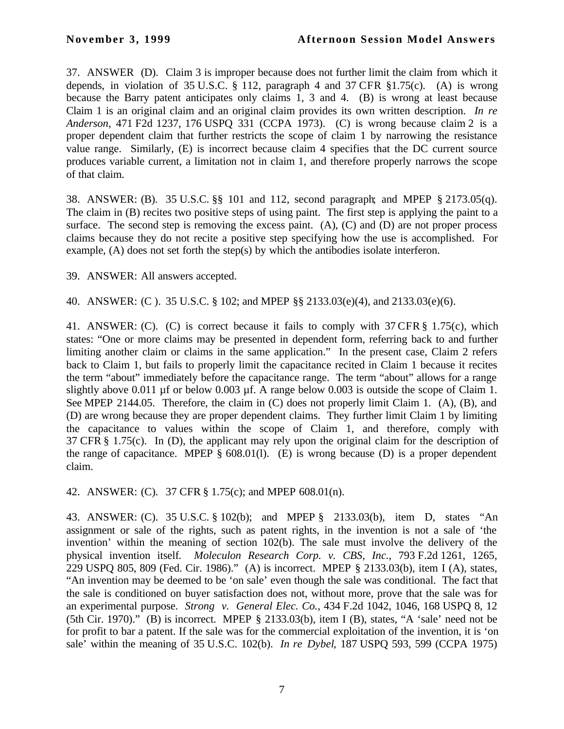37. ANSWER (D). Claim 3 is improper because does not further limit the claim from which it depends, in violation of 35 U.S.C. § 112, paragraph 4 and 37 CFR §1.75(c). (A) is wrong because the Barry patent anticipates only claims 1, 3 and 4. (B) is wrong at least because Claim 1 is an original claim and an original claim provides its own written description. *In re Anderson*, 471 F2d 1237, 176 USPQ 331 (CCPA 1973). (C) is wrong because claim 2 is a proper dependent claim that further restricts the scope of claim 1 by narrowing the resistance value range. Similarly, (E) is incorrect because claim 4 specifies that the DC current source produces variable current, a limitation not in claim 1, and therefore properly narrows the scope of that claim.

38. ANSWER: (B). 35 U.S.C. §§ 101 and 112, second paragraph; and MPEP § 2173.05(q). The claim in (B) recites two positive steps of using paint. The first step is applying the paint to a surface. The second step is removing the excess paint. (A), (C) and (D) are not proper process claims because they do not recite a positive step specifying how the use is accomplished. For example, (A) does not set forth the step(s) by which the antibodies isolate interferon.

39. ANSWER: All answers accepted.

40. ANSWER: (C ). 35 U.S.C. § 102; and MPEP §§ 2133.03(e)(4), and 2133.03(e)(6).

41. ANSWER: (C). (C) is correct because it fails to comply with 37 CFR § 1.75(c), which states: "One or more claims may be presented in dependent form, referring back to and further limiting another claim or claims in the same application." In the present case, Claim 2 refers back to Claim 1, but fails to properly limit the capacitance recited in Claim 1 because it recites the term "about" immediately before the capacitance range. The term "about" allows for a range slightly above 0.011 µf or below 0.003 µf. A range below 0.003 is outside the scope of Claim 1. See MPEP 2144.05. Therefore, the claim in (C) does not properly limit Claim 1. (A), (B), and (D) are wrong because they are proper dependent claims. They further limit Claim 1 by limiting the capacitance to values within the scope of Claim 1, and therefore, comply with 37 CFR § 1.75(c). In (D), the applicant may rely upon the original claim for the description of the range of capacitance. MPEP § 608.01(l). (E) is wrong because (D) is a proper dependent claim.

42. ANSWER: (C). 37 CFR § 1.75(c); and MPEP 608.01(n).

43. ANSWER: (C). 35 U.S.C. § 102(b); and MPEP § 2133.03(b), item D, states "An assignment or sale of the rights, such as patent rights, in the invention is not a sale of 'the invention' within the meaning of section 102(b). The sale must involve the delivery of the physical invention itself. *Moleculon Research Corp. v. CBS, Inc.*, 793 F.2d 1261, 1265, 229 USPQ 805, 809 (Fed. Cir. 1986)." (A) is incorrect. MPEP § 2133.03(b), item I (A), states, "An invention may be deemed to be 'on sale' even though the sale was conditional. The fact that the sale is conditioned on buyer satisfaction does not, without more, prove that the sale was for an experimental purpose. *Strong v. General Elec. Co.*, 434 F.2d 1042, 1046, 168 USPQ 8, 12 (5th Cir. 1970)." (B) is incorrect. MPEP § 2133.03(b), item I (B), states, "A 'sale' need not be for profit to bar a patent. If the sale was for the commercial exploitation of the invention, it is 'on sale' within the meaning of 35 U.S.C. 102(b). *In re Dybel*, 187 USPQ 593, 599 (CCPA 1975)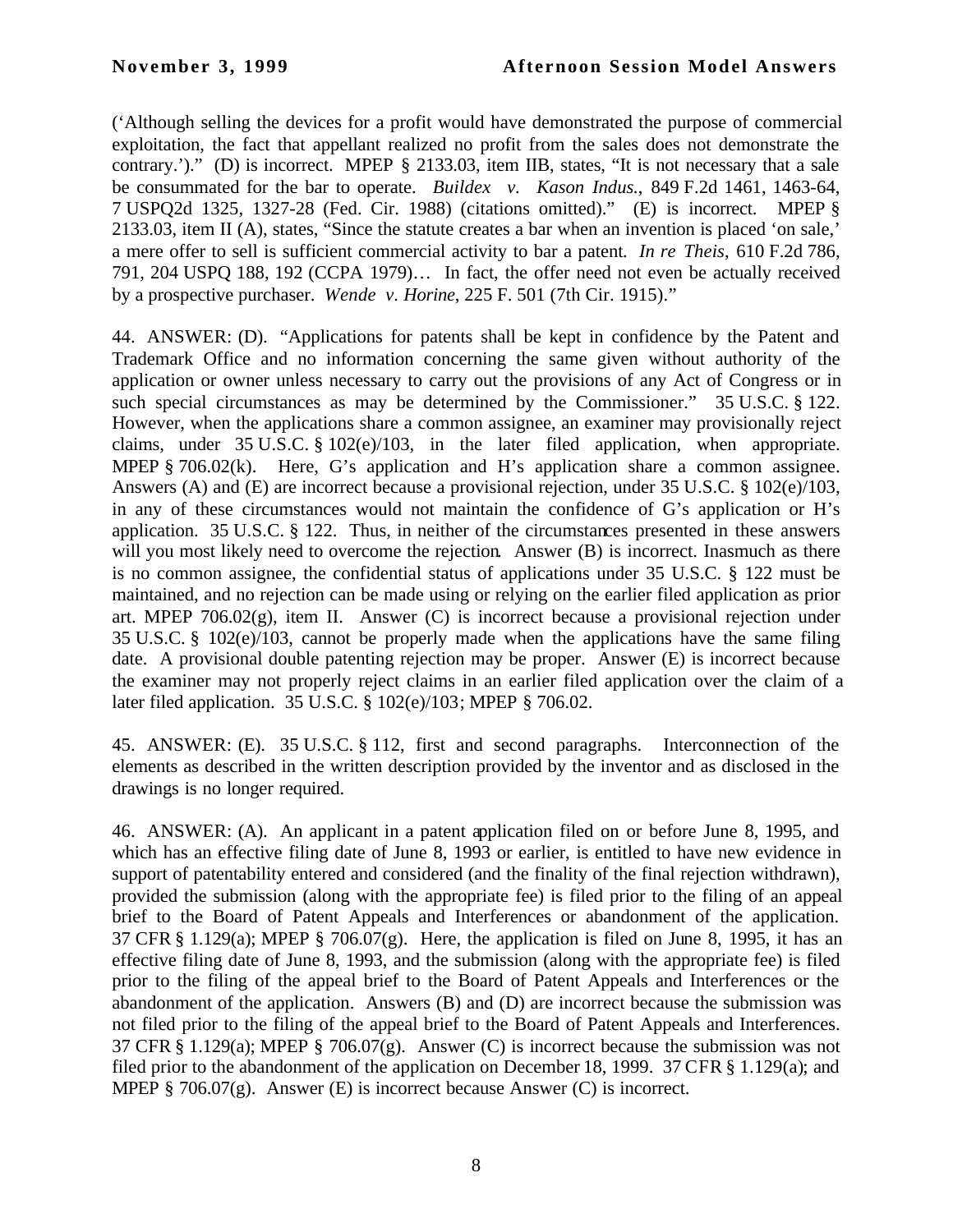('Although selling the devices for a profit would have demonstrated the purpose of commercial exploitation, the fact that appellant realized no profit from the sales does not demonstrate the contrary.')." (D) is incorrect. MPEP § 2133.03, item IIB, states, "It is not necessary that a sale be consummated for the bar to operate. *Buildex v. Kason Indus.*, 849 F.2d 1461, 1463-64, 7 USPQ2d 1325, 1327-28 (Fed. Cir. 1988) (citations omitted)." (E) is incorrect. MPEP § 2133.03, item II (A), states, "Since the statute creates a bar when an invention is placed 'on sale,' a mere offer to sell is sufficient commercial activity to bar a patent. *In re Theis*, 610 F.2d 786, 791, 204 USPQ 188, 192 (CCPA 1979)… In fact, the offer need not even be actually received by a prospective purchaser. *Wende v. Horine*, 225 F. 501 (7th Cir. 1915)."

44. ANSWER: (D). "Applications for patents shall be kept in confidence by the Patent and Trademark Office and no information concerning the same given without authority of the application or owner unless necessary to carry out the provisions of any Act of Congress or in such special circumstances as may be determined by the Commissioner." 35 U.S.C. § 122. However, when the applications share a common assignee, an examiner may provisionally reject claims, under 35 U.S.C. § 102(e)/103, in the later filed application, when appropriate. MPEP § 706.02(k). Here, G's application and H's application share a common assignee. Answers (A) and (E) are incorrect because a provisional rejection, under 35 U.S.C. § 102(e)/103, in any of these circumstances would not maintain the confidence of G's application or H's application. 35 U.S.C. § 122. Thus, in neither of the circumstances presented in these answers will you most likely need to overcome the rejection. Answer (B) is incorrect. Inasmuch as there is no common assignee, the confidential status of applications under 35 U.S.C. § 122 must be maintained, and no rejection can be made using or relying on the earlier filed application as prior art. MPEP 706.02(g), item II. Answer (C) is incorrect because a provisional rejection under 35 U.S.C. § 102(e)/103, cannot be properly made when the applications have the same filing date. A provisional double patenting rejection may be proper. Answer (E) is incorrect because the examiner may not properly reject claims in an earlier filed application over the claim of a later filed application. 35 U.S.C. § 102(e)/103; MPEP § 706.02.

45. ANSWER: (E). 35 U.S.C. § 112, first and second paragraphs. Interconnection of the elements as described in the written description provided by the inventor and as disclosed in the drawings is no longer required.

46. ANSWER: (A). An applicant in a patent application filed on or before June 8, 1995, and which has an effective filing date of June 8, 1993 or earlier, is entitled to have new evidence in support of patentability entered and considered (and the finality of the final rejection withdrawn), provided the submission (along with the appropriate fee) is filed prior to the filing of an appeal brief to the Board of Patent Appeals and Interferences or abandonment of the application. 37 CFR § 1.129(a); MPEP § 706.07(g). Here, the application is filed on June 8, 1995, it has an effective filing date of June 8, 1993, and the submission (along with the appropriate fee) is filed prior to the filing of the appeal brief to the Board of Patent Appeals and Interferences or the abandonment of the application. Answers (B) and (D) are incorrect because the submission was not filed prior to the filing of the appeal brief to the Board of Patent Appeals and Interferences. 37 CFR § 1.129(a); MPEP § 706.07(g). Answer (C) is incorrect because the submission was not filed prior to the abandonment of the application on December 18, 1999. 37 CFR § 1.129(a); and MPEP § 706.07(g). Answer (E) is incorrect because Answer (C) is incorrect.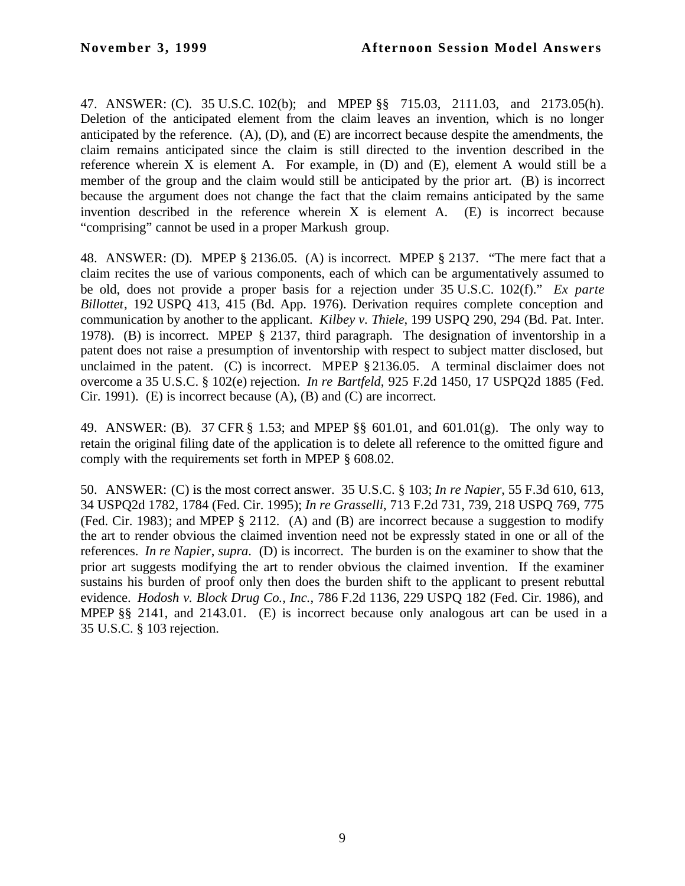47. ANSWER: (C). 35 U.S.C. 102(b); and MPEP §§ 715.03, 2111.03, and 2173.05(h). Deletion of the anticipated element from the claim leaves an invention, which is no longer anticipated by the reference. (A), (D), and (E) are incorrect because despite the amendments, the claim remains anticipated since the claim is still directed to the invention described in the reference wherein X is element A. For example, in (D) and (E), element A would still be a member of the group and the claim would still be anticipated by the prior art. (B) is incorrect because the argument does not change the fact that the claim remains anticipated by the same invention described in the reference wherein X is element A. (E) is incorrect because "comprising" cannot be used in a proper Markush group.

48. ANSWER: (D). MPEP § 2136.05. (A) is incorrect. MPEP § 2137. "The mere fact that a claim recites the use of various components, each of which can be argumentatively assumed to be old, does not provide a proper basis for a rejection under 35 U.S.C. 102(f)." *Ex parte Billottet*, 192 USPQ 413, 415 (Bd. App. 1976). Derivation requires complete conception and communication by another to the applicant. *Kilbey v. Thiele*, 199 USPQ 290, 294 (Bd. Pat. Inter. 1978). (B) is incorrect. MPEP § 2137, third paragraph. The designation of inventorship in a patent does not raise a presumption of inventorship with respect to subject matter disclosed, but unclaimed in the patent. (C) is incorrect. MPEP § 2136.05. A terminal disclaimer does not overcome a 35 U.S.C. § 102(e) rejection. *In re Bartfeld*, 925 F.2d 1450, 17 USPQ2d 1885 (Fed. Cir. 1991). (E) is incorrect because (A), (B) and (C) are incorrect.

49. ANSWER: (B). 37 CFR § 1.53; and MPEP §§ 601.01, and 601.01(g). The only way to retain the original filing date of the application is to delete all reference to the omitted figure and comply with the requirements set forth in MPEP § 608.02.

50. ANSWER: (C) is the most correct answer. 35 U.S.C. § 103; *In re Napier*, 55 F.3d 610, 613, 34 USPQ2d 1782, 1784 (Fed. Cir. 1995); *In re Grasselli*, 713 F.2d 731, 739, 218 USPQ 769, 775 (Fed. Cir. 1983); and MPEP § 2112. (A) and (B) are incorrect because a suggestion to modify the art to render obvious the claimed invention need not be expressly stated in one or all of the references. *In re Napier*, *supra*. (D) is incorrect. The burden is on the examiner to show that the prior art suggests modifying the art to render obvious the claimed invention. If the examiner sustains his burden of proof only then does the burden shift to the applicant to present rebuttal evidence. *Hodosh v. Block Drug Co., Inc.*, 786 F.2d 1136, 229 USPQ 182 (Fed. Cir. 1986), and MPEP §§ 2141, and 2143.01. (E) is incorrect because only analogous art can be used in a 35 U.S.C. § 103 rejection.